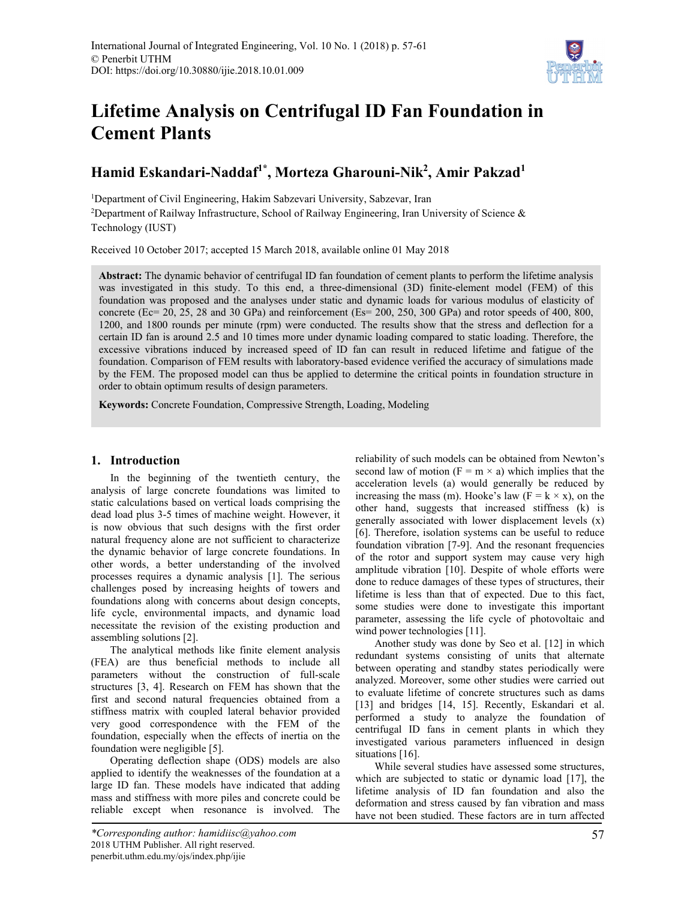# Lifetime Analysis on Centrifugal ID Fan Foundation in Cement Plants

**Hamid Eskandari-Naddaf[1*], Morteza Gharouni-Nik[2], Amir Pakzad[1]**

[1]Department of Civil Engineering, Hakim Sabzevari University, Sabzevar, Iran

[2]Department of Railway Infrastructure, School of Railway Engineering, Iran University of Science & Technology (IUST)

Received 10 October 2017; accepted 15 March 2018, available online 01 May 2018

**Abstract:** The dynamic behavior of centrifugal ID fan foundation of cement plants to perform the lifetime analysis was investigated in this study. To this end, a three-dimensional (3D) finite-element model (FEM) of this foundation was proposed and the analyses under static and dynamic loads for various modulus of elasticity of concrete (Ec= 20, 25, 28 and 30 GPa) and reinforcement (Es= 200, 250, 300 GPa) and rotor speeds of 400, 800, 1200, and 1800 rounds per minute (rpm) were conducted. The results show that the stress and deflection for a certain ID fan is around 2.5 and 10 times more under dynamic loading compared to static loading. Therefore, the excessive vibrations induced by increased speed of ID fan can result in reduced lifetime and fatigue of the foundation. Comparison of FEM results with laboratory-based evidence verified the accuracy of simulations made by the FEM. The proposed model can thus be applied to determine the critical points in foundation structure in order to obtain optimum results of design parameters.

**Keywords:** Concrete Foundation, Compressive Strength, Loading, Modeling

## 1. Introduction

In the beginning of the twentieth century, the analysis of large concrete foundations was limited to static calculations based on vertical loads comprising the dead load plus 3-5 times of machine weight. However, it is now obvious that such designs with the first order natural frequency alone are not sufficient to characterize the dynamic behavior of large concrete foundations. In other words, a better understanding of the involved processes requires a dynamic analysis [1]. The serious challenges posed by increasing heights of towers and foundations along with concerns about design concepts, life cycle, environmental impacts, and dynamic load necessitate the revision of the existing production and assembling solutions [2].

The analytical methods like finite element analysis (FEA) are thus beneficial methods to include all parameters without the construction of full-scale structures [3, 4]. Research on FEM has shown that the first and second natural frequencies obtained from a stiffness matrix with coupled lateral behavior provided very good correspondence with the FEM of the foundation, especially when the effects of inertia on the foundation were negligible [5].

Operating deflection shape (ODS) models are also applied to identify the weaknesses of the foundation at a large ID fan. These models have indicated that adding mass and stiffness with more piles and concrete could be reliable except when resonance is involved. The reliability of such models can be obtained from Newton's second law of motion ($F = m \times a$) which implies that the acceleration levels (a) would generally be reduced by increasing the mass (m). Hooke's law ($F = k \times x$), on the other hand, suggests that increased stiffness (k) is generally associated with lower displacement levels (x) [6]. Therefore, isolation systems can be useful to reduce foundation vibration [7-9]. And the resonant frequencies of the rotor and support system may cause very high amplitude vibration [10]. Despite of whole efforts were done to reduce damages of these types of structures, their lifetime is less than that of expected. Due to this fact, some studies were done to investigate this important parameter, assessing the life cycle of photovoltaic and wind power technologies [11].

Another study was done by Seo et al. [12] in which redundant systems consisting of units that alternate between operating and standby states periodically were analyzed. Moreover, some other studies were carried out to evaluate lifetime of concrete structures such as dams [13] and bridges [14, 15]. Recently, Eskandari et al. performed a study to analyze the foundation of centrifugal ID fans in cement plants in which they investigated various parameters influenced in design situations [16].

While several studies have assessed some structures, which are subjected to static or dynamic load [17], the lifetime analysis of ID fan foundation and also the deformation and stress caused by fan vibration and mass have not been studied. These factors are in turn affected

*Corresponding author: hamidiisc@yahoo.com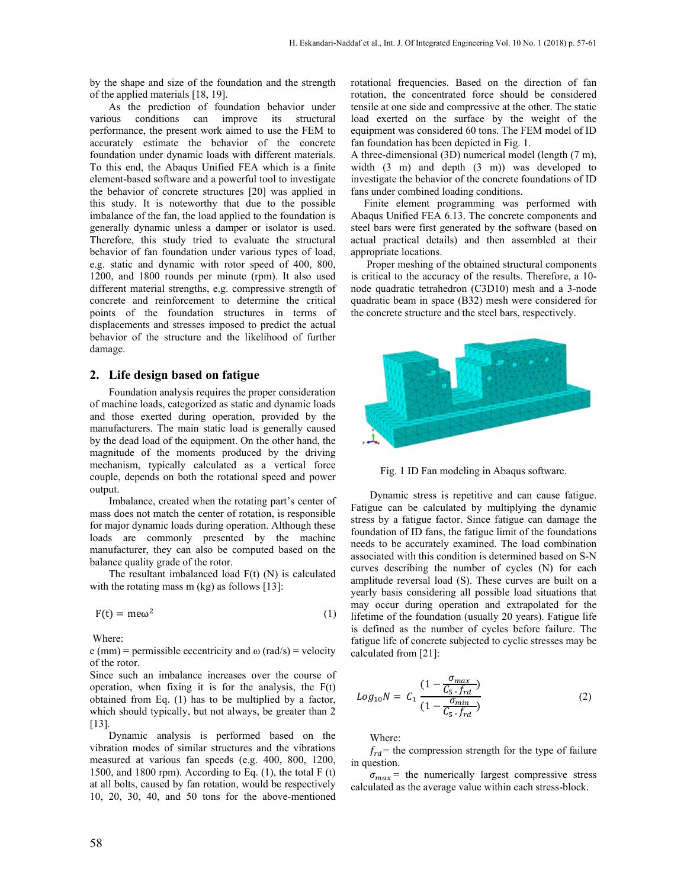by the shape and size of the foundation and the strength of the applied materials [18, 19].

As the prediction of foundation behavior under various conditions can improve its structural performance, the present work aimed to use the FEM to accurately estimate the behavior of the concrete foundation under dynamic loads with different materials. To this end, the Abaqus Unified FEA which is a finite element-based software and a powerful tool to investigate the behavior of concrete structures [20] was applied in this study. It is noteworthy that due to the possible imbalance of the fan, the load applied to the foundation is generally dynamic unless a damper or isolator is used. Therefore, this study tried to evaluate the structural behavior of fan foundation under various types of load, e.g. static and dynamic with rotor speed of 400, 800, 1200, and 1800 rounds per minute (rpm). It also used different material strengths, e.g. compressive strength of concrete and reinforcement to determine the critical points of the foundation structures in terms of displacements and stresses imposed to predict the actual behavior of the structure and the likelihood of further damage.

## 2. Life design based on fatigue

Foundation analysis requires the proper consideration of machine loads, categorized as static and dynamic loads and those exerted during operation, provided by the manufacturers. The main static load is generally caused by the dead load of the equipment. On the other hand, the magnitude of the moments produced by the driving mechanism, typically calculated as a vertical force couple, depends on both the rotational speed and power output.

Imbalance, created when the rotating part's center of mass does not match the center of rotation, is responsible for major dynamic loads during operation. Although these loads are commonly presented by the machine manufacturer, they can also be computed based on the balance quality grade of the rotor.

The resultant imbalanced load F(t) (N) is calculated with the rotating mass m (kg) as follows [13]:

$$\mathrm{F(t) = me\omega^2} \tag{1}$$

Where:
e (mm) = permissible eccentricity and ω (rad/s) = velocity of the rotor.
Since such an imbalance increases over the course of operation, when fixing it is for the analysis, the F(t) obtained from Eq. (1) has to be multiplied by a factor, which should typically, but not always, be greater than 2 [13].

Dynamic analysis is performed based on the vibration modes of similar structures and the vibrations measured at various fan speeds (e.g. 400, 800, 1200, 1500, and 1800 rpm). According to Eq. (1), the total F (t) at all bolts, caused by fan rotation, would be respectively 10, 20, 30, 40, and 50 tons for the above-mentioned rotational frequencies. Based on the direction of fan rotation, the concentrated force should be considered tensile at one side and compressive at the other. The static load exerted on the surface by the weight of the equipment was considered 60 tons. The FEM model of ID fan foundation has been depicted in Fig. 1.
A three-dimensional (3D) numerical model (length (7 m), width (3 m) and depth (3 m)) was developed to investigate the behavior of the concrete foundations of ID fans under combined loading conditions.

Finite element programming was performed with Abaqus Unified FEA 6.13. The concrete components and steel bars were first generated by the software (based on actual practical details) and then assembled at their appropriate locations.

Proper meshing of the obtained structural components is critical to the accuracy of the results. Therefore, a 10-node quadratic tetrahedron (C3D10) mesh and a 3-node quadratic beam in space (B32) mesh were considered for the concrete structure and the steel bars, respectively.

Fig. 1 ID Fan modeling in Abaqus software.

Dynamic stress is repetitive and can cause fatigue. Fatigue can be calculated by multiplying the dynamic stress by a fatigue factor. Since fatigue can damage the foundation of ID fans, the fatigue limit of the foundations needs to be accurately examined. The load combination associated with this condition is determined based on S-N curves describing the number of cycles (N) for each amplitude reversal load (S). These curves are built on a yearly basis considering all possible load situations that may occur during operation and extrapolated for the lifetime of the foundation (usually 20 years). Fatigue life is defined as the number of cycles before failure. The fatigue life of concrete subjected to cyclic stresses may be calculated from [21]:

$$Log_{10}N = C_1 \frac{(1 - \frac{\sigma_{max}}{C_5 \cdot f_{rd}})}{(1 - \frac{\sigma_{min}}{C_5 \cdot f_{rd}})} \tag{2}$$

Where:

$f_{rd}$ = the compression strength for the type of failure in question.

$\sigma_{max}$ = the numerically largest compressive stress calculated as the average value within each stress-block.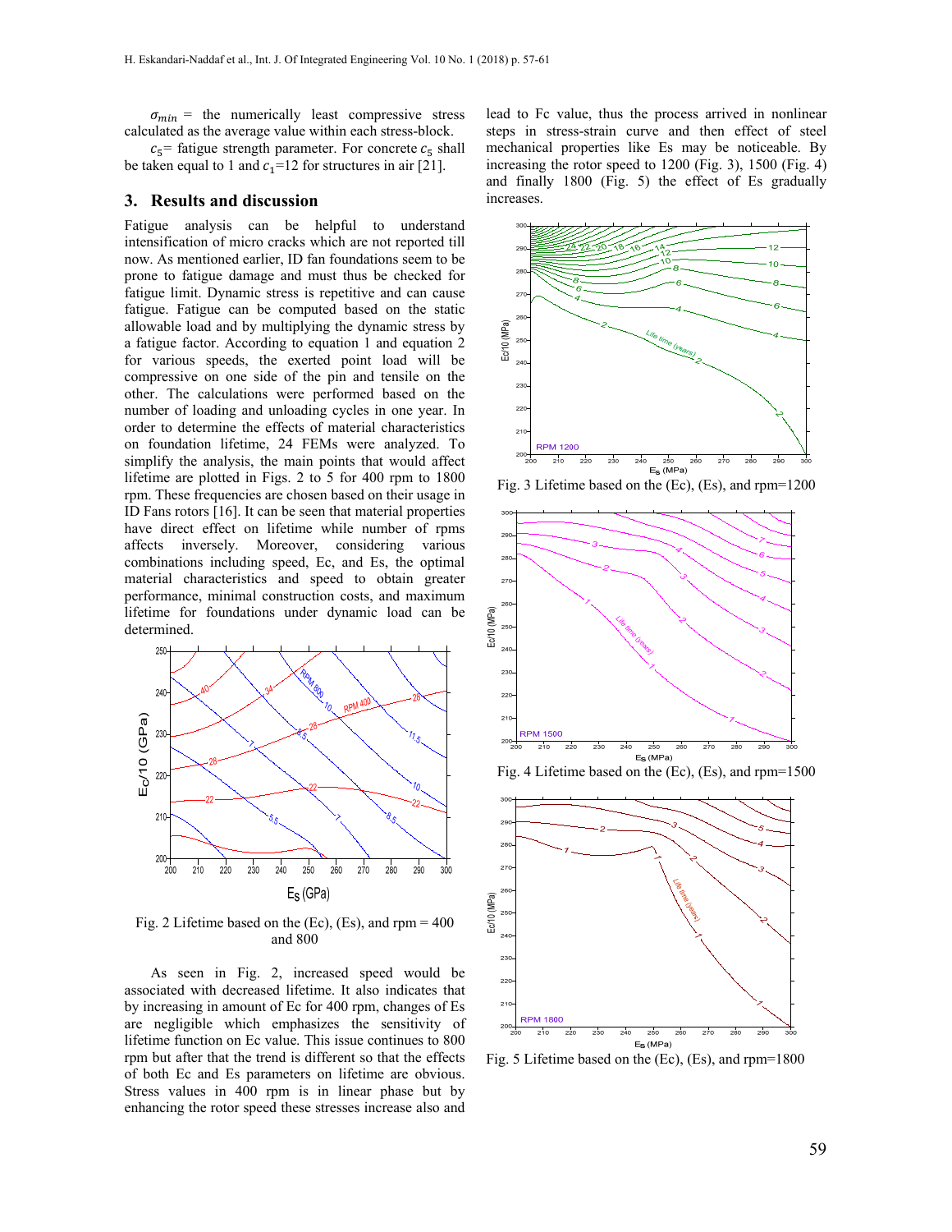$\sigma_{min}$ = the numerically least compressive stress calculated as the average value within each stress-block.

$c_5$= fatigue strength parameter. For concrete $c_5$ shall be taken equal to 1 and $c_1$=12 for structures in air [21].

## 3. Results and discussion

Fatigue analysis can be helpful to understand intensification of micro cracks which are not reported till now. As mentioned earlier, ID fan foundations seem to be prone to fatigue damage and must thus be checked for fatigue limit. Dynamic stress is repetitive and can cause fatigue. Fatigue can be computed based on the static allowable load and by multiplying the dynamic stress by a fatigue factor. According to equation 1 and equation 2 for various speeds, the exerted point load will be compressive on one side of the pin and tensile on the other. The calculations were performed based on the number of loading and unloading cycles in one year. In order to determine the effects of material characteristics on foundation lifetime, 24 FEMs were analyzed. To simplify the analysis, the main points that would affect lifetime are plotted in Figs. 2 to 5 for 400 rpm to 1800 rpm. These frequencies are chosen based on their usage in ID Fans rotors [16]. It can be seen that material properties have direct effect on lifetime while number of rpms affects inversely. Moreover, considering various combinations including speed, Ec, and Es, the optimal material characteristics and speed to obtain greater performance, minimal construction costs, and maximum lifetime for foundations under dynamic load can be determined.

Fig. 2 Lifetime based on the (Ec), (Es), and rpm = 400 and 800

As seen in Fig. 2, increased speed would be associated with decreased lifetime. It also indicates that by increasing in amount of Ec for 400 rpm, changes of Es are negligible which emphasizes the sensitivity of lifetime function on Ec value. This issue continues to 800 rpm but after that the trend is different so that the effects of both Ec and Es parameters on lifetime are obvious. Stress values in 400 rpm is in linear phase but by enhancing the rotor speed these stresses increase also and lead to Fc value, thus the process arrived in nonlinear steps in stress-strain curve and then effect of steel mechanical properties like Es may be noticeable. By increasing the rotor speed to 1200 (Fig. 3), 1500 (Fig. 4) and finally 1800 (Fig. 5) the effect of Es gradually increases.

Fig. 3 Lifetime based on the (Ec), (Es), and rpm=1200

Fig. 4 Lifetime based on the (Ec), (Es), and rpm=1500

Fig. 5 Lifetime based on the (Ec), (Es), and rpm=1800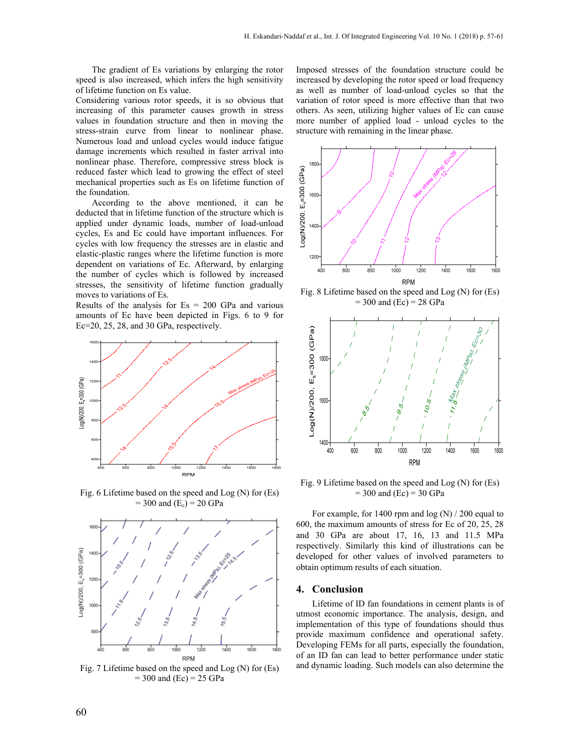The gradient of Es variations by enlarging the rotor speed is also increased, which infers the high sensitivity of lifetime function on Es value.

Considering various rotor speeds, it is so obvious that increasing of this parameter causes growth in stress values in foundation structure and then in moving the stress-strain curve from linear to nonlinear phase. Numerous load and unload cycles would induce fatigue damage increments which resulted in faster arrival into nonlinear phase. Therefore, compressive stress block is reduced faster which lead to growing the effect of steel mechanical properties such as Es on lifetime function of the foundation.

According to the above mentioned, it can be deducted that in lifetime function of the structure which is applied under dynamic loads, number of load-unload cycles, Es and Ec could have important influences. For cycles with low frequency the stresses are in elastic and elastic-plastic ranges where the lifetime function is more dependent on variations of Ec. Afterward, by enlarging the number of cycles which is followed by increased stresses, the sensitivity of lifetime function gradually moves to variations of Es.

Results of the analysis for Es = 200 GPa and various amounts of Ec have been depicted in Figs. 6 to 9 for Ec=20, 25, 28, and 30 GPa, respectively.

Fig. 6 Lifetime based on the speed and Log (N) for (Es) = 300 and ($E_c$) = 20 GPa

Fig. 7 Lifetime based on the speed and Log (N) for (Es) = 300 and (Ec) = 25 GPa

Imposed stresses of the foundation structure could be increased by developing the rotor speed or load frequency as well as number of load-unload cycles so that the variation of rotor speed is more effective than that two others. As seen, utilizing higher values of Ec can cause more number of applied load - unload cycles to the structure with remaining in the linear phase.

Fig. 8 Lifetime based on the speed and Log (N) for (Es) = 300 and (Ec) = 28 GPa

Fig. 9 Lifetime based on the speed and Log (N) for (Es) = 300 and (Ec) = 30 GPa

For example, for 1400 rpm and log (N) / 200 equal to 600, the maximum amounts of stress for Ec of 20, 25, 28 and 30 GPa are about 17, 16, 13 and 11.5 MPa respectively. Similarly this kind of illustrations can be developed for other values of involved parameters to obtain optimum results of each situation.

## 4. Conclusion

Lifetime of ID fan foundations in cement plants is of utmost economic importance. The analysis, design, and implementation of this type of foundations should thus provide maximum confidence and operational safety. Developing FEMs for all parts, especially the foundation, of an ID fan can lead to better performance under static and dynamic loading. Such models can also determine the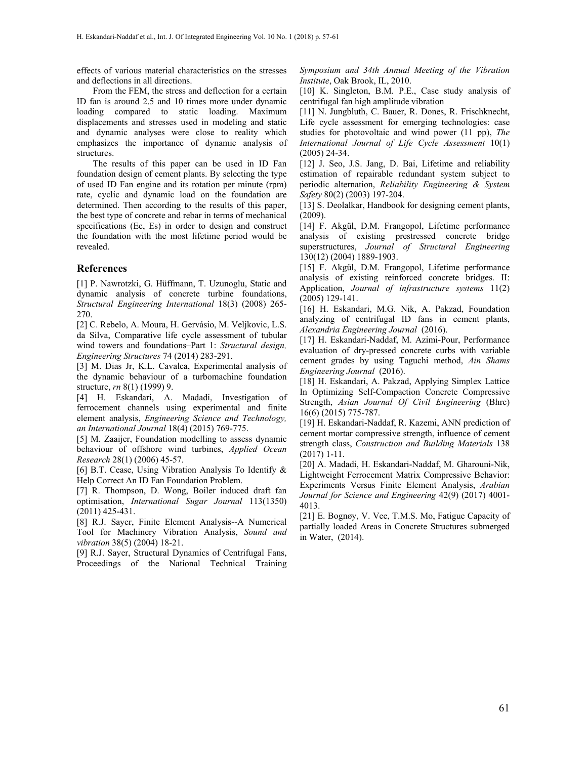effects of various material characteristics on the stresses and deflections in all directions.

From the FEM, the stress and deflection for a certain ID fan is around 2.5 and 10 times more under dynamic loading compared to static loading. Maximum displacements and stresses used in modeling and static and dynamic analyses were close to reality which emphasizes the importance of dynamic analysis of structures.

The results of this paper can be used in ID Fan foundation design of cement plants. By selecting the type of used ID Fan engine and its rotation per minute (rpm) rate, cyclic and dynamic load on the foundation are determined. Then according to the results of this paper, the best type of concrete and rebar in terms of mechanical specifications (Ec, Es) in order to design and construct the foundation with the most lifetime period would be revealed.

## References

[1] P. Nawrotzki, G. Hüffmann, T. Uzunoglu, Static and dynamic analysis of concrete turbine foundations, *Structural Engineering International* 18(3) (2008) 265-270.

[2] C. Rebelo, A. Moura, H. Gervásio, M. Veljkovic, L.S. da Silva, Comparative life cycle assessment of tubular wind towers and foundations–Part 1: *Structural design, Engineering Structures* 74 (2014) 283-291.

[3] M. Dias Jr, K.L. Cavalca, Experimental analysis of the dynamic behaviour of a turbomachine foundation structure, *rn* 8(1) (1999) 9.

[4] H. Eskandari, A. Madadi, Investigation of ferrocement channels using experimental and finite element analysis, *Engineering Science and Technology, an International Journal* 18(4) (2015) 769-775.

[5] M. Zaaijer, Foundation modelling to assess dynamic behaviour of offshore wind turbines, *Applied Ocean Research* 28(1) (2006) 45-57.

[6] B.T. Cease, Using Vibration Analysis To Identify & Help Correct An ID Fan Foundation Problem.

[7] R. Thompson, D. Wong, Boiler induced draft fan optimisation, *International Sugar Journal* 113(1350) (2011) 425-431.

[8] R.J. Sayer, Finite Element Analysis--A Numerical Tool for Machinery Vibration Analysis, *Sound and vibration* 38(5) (2004) 18-21.

[9] R.J. Sayer, Structural Dynamics of Centrifugal Fans, Proceedings of the National Technical Training *Symposium and 34th Annual Meeting of the Vibration Institute*, Oak Brook, IL, 2010.

[10] K. Singleton, B.M. P.E., Case study analysis of centrifugal fan high amplitude vibration

[11] N. Jungbluth, C. Bauer, R. Dones, R. Frischknecht, Life cycle assessment for emerging technologies: case studies for photovoltaic and wind power (11 pp), *The International Journal of Life Cycle Assessment* 10(1) (2005) 24-34.

[12] J. Seo, J.S. Jang, D. Bai, Lifetime and reliability estimation of repairable redundant system subject to periodic alternation, *Reliability Engineering & System Safety* 80(2) (2003) 197-204.

[13] S. Deolalkar, Handbook for designing cement plants, (2009).

[14] F. Akgül, D.M. Frangopol, Lifetime performance analysis of existing prestressed concrete bridge superstructures, *Journal of Structural Engineering* 130(12) (2004) 1889-1903.

[15] F. Akgül, D.M. Frangopol, Lifetime performance analysis of existing reinforced concrete bridges. II: Application, *Journal of infrastructure systems* 11(2) (2005) 129-141.

[16] H. Eskandari, M.G. Nik, A. Pakzad, Foundation analyzing of centrifugal ID fans in cement plants, *Alexandria Engineering Journal* (2016).

[17] H. Eskandari-Naddaf, M. Azimi-Pour, Performance evaluation of dry-pressed concrete curbs with variable cement grades by using Taguchi method, *Ain Shams Engineering Journal* (2016).

[18] H. Eskandari, A. Pakzad, Applying Simplex Lattice In Optimizing Self-Compaction Concrete Compressive Strength, *Asian Journal Of Civil Engineering* (Bhrc) 16(6) (2015) 775-787.

[19] H. Eskandari-Naddaf, R. Kazemi, ANN prediction of cement mortar compressive strength, influence of cement strength class, *Construction and Building Materials* 138 (2017) 1-11.

[20] A. Madadi, H. Eskandari-Naddaf, M. Gharouni-Nik, Lightweight Ferrocement Matrix Compressive Behavior: Experiments Versus Finite Element Analysis, *Arabian Journal for Science and Engineering* 42(9) (2017) 4001-4013.

[21] E. Bognøy, V. Vee, T.M.S. Mo, Fatigue Capacity of partially loaded Areas in Concrete Structures submerged in Water, (2014).